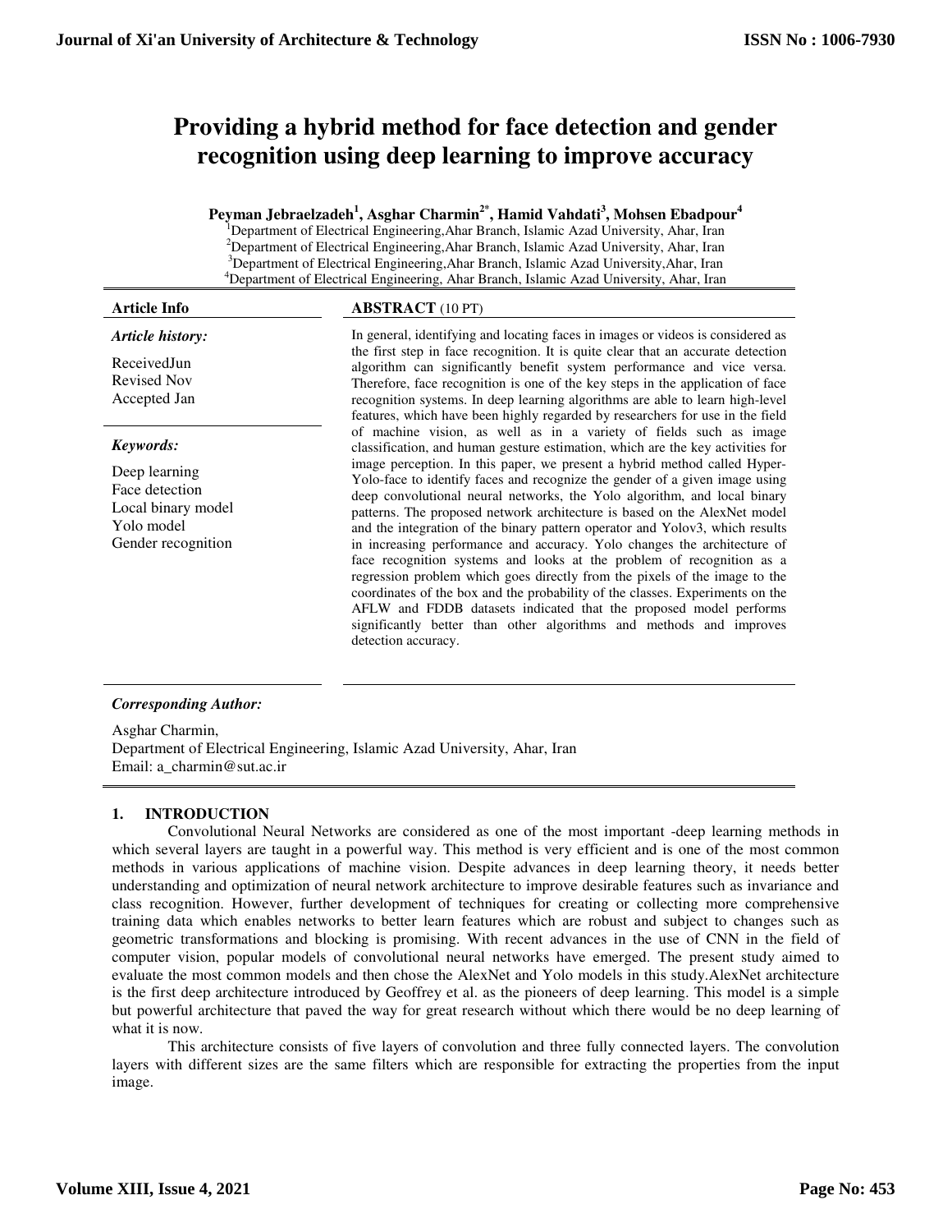# Providing a hybrid method for face detection and gender recognition using deep learning to improve accuracy

**Peyman Jebraelzadeh[1], Asghar Charmin[2*], Hamid Vahdati[3], Mohsen Ebadpour[4]**

[1]Department of Electrical Engineering,Ahar Branch, Islamic Azad University, Ahar, Iran
[2]Department of Electrical Engineering,Ahar Branch, Islamic Azad University, Ahar, Iran
[3]Department of Electrical Engineering,Ahar Branch, Islamic Azad University,Ahar, Iran
[4]Department of Electrical Engineering, Ahar Branch, Islamic Azad University, Ahar, Iran

**Article Info**

*Article history:*

ReceivedJun
Revised Nov
Accepted Jan

*Keywords:*

Deep learning
Face detection
Local binary model
Yolo model
Gender recognition

**ABSTRACT** (10 PT)

In general, identifying and locating faces in images or videos is considered as the first step in face recognition. It is quite clear that an accurate detection algorithm can significantly benefit system performance and vice versa. Therefore, face recognition is one of the key steps in the application of face recognition systems. In deep learning algorithms are able to learn high-level features, which have been highly regarded by researchers for use in the field of machine vision, as well as in a variety of fields such as image classification, and human gesture estimation, which are the key activities for image perception. In this paper, we present a hybrid method called Hyper-Yolo-face to identify faces and recognize the gender of a given image using deep convolutional neural networks, the Yolo algorithm, and local binary patterns. The proposed network architecture is based on the AlexNet model and the integration of the binary pattern operator and Yolov3, which results in increasing performance and accuracy. Yolo changes the architecture of face recognition systems and looks at the problem of recognition as a regression problem which goes directly from the pixels of the image to the coordinates of the box and the probability of the classes. Experiments on the AFLW and FDDB datasets indicated that the proposed model performs significantly better than other algorithms and methods and improves detection accuracy.

***Corresponding Author:***

Asghar Charmin,
Department of Electrical Engineering, Islamic Azad University, Ahar, Iran
Email: a_charmin@sut.ac.ir

## 1. INTRODUCTION

Convolutional Neural Networks are considered as one of the most important -deep learning methods in which several layers are taught in a powerful way. This method is very efficient and is one of the most common methods in various applications of machine vision. Despite advances in deep learning theory, it needs better understanding and optimization of neural network architecture to improve desirable features such as invariance and class recognition. However, further development of techniques for creating or collecting more comprehensive training data which enables networks to better learn features which are robust and subject to changes such as geometric transformations and blocking is promising. With recent advances in the use of CNN in the field of computer vision, popular models of convolutional neural networks have emerged. The present study aimed to evaluate the most common models and then chose the AlexNet and Yolo models in this study.AlexNet architecture is the first deep architecture introduced by Geoffrey et al. as the pioneers of deep learning. This model is a simple but powerful architecture that paved the way for great research without which there would be no deep learning of what it is now.

This architecture consists of five layers of convolution and three fully connected layers. The convolution layers with different sizes are the same filters which are responsible for extracting the properties from the input image.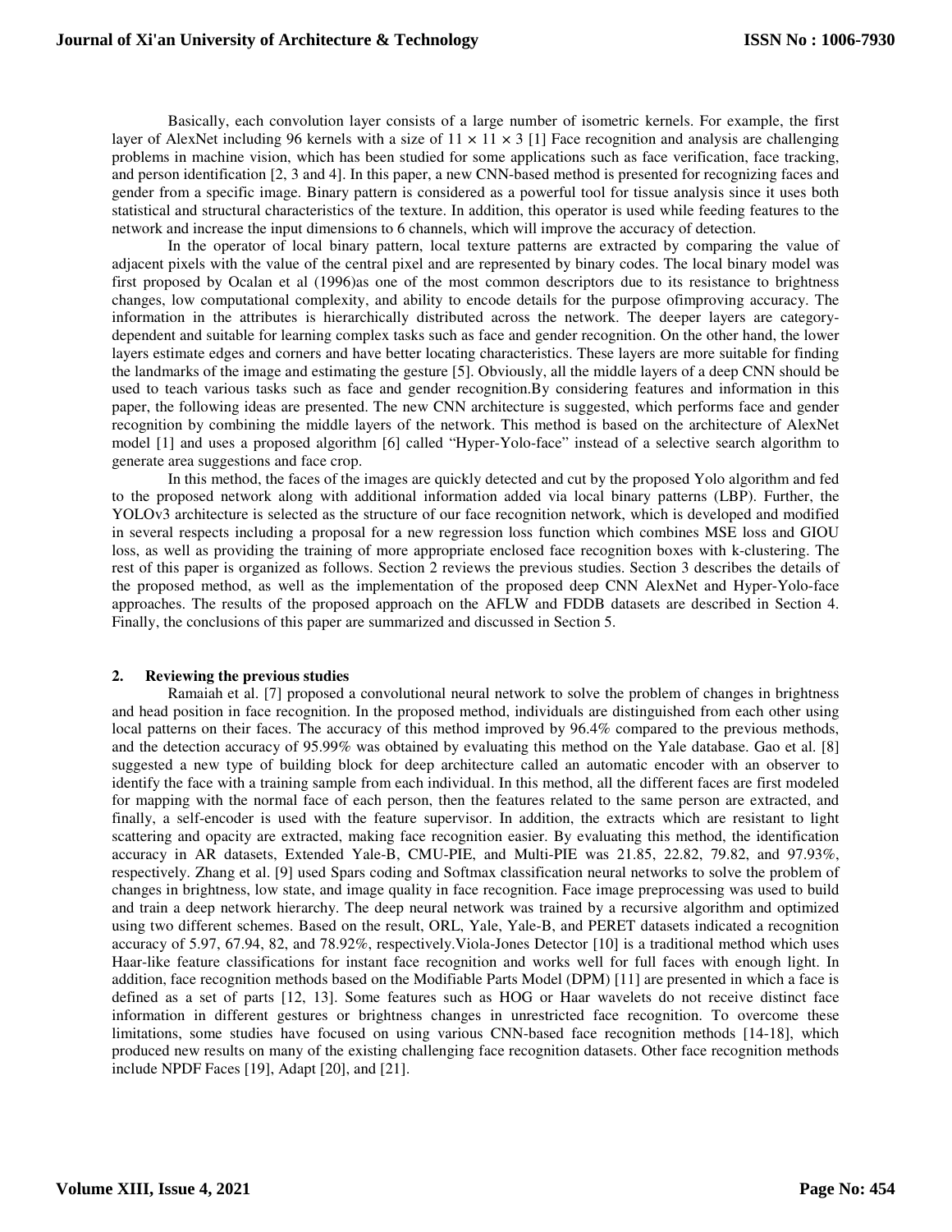Basically, each convolution layer consists of a large number of isometric kernels. For example, the first layer of AlexNet including 96 kernels with a size of $11 \times 11 \times 3$ [1] Face recognition and analysis are challenging problems in machine vision, which has been studied for some applications such as face verification, face tracking, and person identification [2, 3 and 4]. In this paper, a new CNN-based method is presented for recognizing faces and gender from a specific image. Binary pattern is considered as a powerful tool for tissue analysis since it uses both statistical and structural characteristics of the texture. In addition, this operator is used while feeding features to the network and increase the input dimensions to 6 channels, which will improve the accuracy of detection.

In the operator of local binary pattern, local texture patterns are extracted by comparing the value of adjacent pixels with the value of the central pixel and are represented by binary codes. The local binary model was first proposed by Ocalan et al (1996)as one of the most common descriptors due to its resistance to brightness changes, low computational complexity, and ability to encode details for the purpose ofimproving accuracy. The information in the attributes is hierarchically distributed across the network. The deeper layers are category-dependent and suitable for learning complex tasks such as face and gender recognition. On the other hand, the lower layers estimate edges and corners and have better locating characteristics. These layers are more suitable for finding the landmarks of the image and estimating the gesture [5]. Obviously, all the middle layers of a deep CNN should be used to teach various tasks such as face and gender recognition.By considering features and information in this paper, the following ideas are presented. The new CNN architecture is suggested, which performs face and gender recognition by combining the middle layers of the network. This method is based on the architecture of AlexNet model [1] and uses a proposed algorithm [6] called "Hyper-Yolo-face" instead of a selective search algorithm to generate area suggestions and face crop.

In this method, the faces of the images are quickly detected and cut by the proposed Yolo algorithm and fed to the proposed network along with additional information added via local binary patterns (LBP). Further, the YOLOv3 architecture is selected as the structure of our face recognition network, which is developed and modified in several respects including a proposal for a new regression loss function which combines MSE loss and GIOU loss, as well as providing the training of more appropriate enclosed face recognition boxes with k-clustering. The rest of this paper is organized as follows. Section 2 reviews the previous studies. Section 3 describes the details of the proposed method, as well as the implementation of the proposed deep CNN AlexNet and Hyper-Yolo-face approaches. The results of the proposed approach on the AFLW and FDDB datasets are described in Section 4. Finally, the conclusions of this paper are summarized and discussed in Section 5.

## 2. Reviewing the previous studies

Ramaiah et al. [7] proposed a convolutional neural network to solve the problem of changes in brightness and head position in face recognition. In the proposed method, individuals are distinguished from each other using local patterns on their faces. The accuracy of this method improved by 96.4% compared to the previous methods, and the detection accuracy of 95.99% was obtained by evaluating this method on the Yale database. Gao et al. [8] suggested a new type of building block for deep architecture called an automatic encoder with an observer to identify the face with a training sample from each individual. In this method, all the different faces are first modeled for mapping with the normal face of each person, then the features related to the same person are extracted, and finally, a self-encoder is used with the feature supervisor. In addition, the extracts which are resistant to light scattering and opacity are extracted, making face recognition easier. By evaluating this method, the identification accuracy in AR datasets, Extended Yale-B, CMU-PIE, and Multi-PIE was 21.85, 22.82, 79.82, and 97.93%, respectively. Zhang et al. [9] used Spars coding and Softmax classification neural networks to solve the problem of changes in brightness, low state, and image quality in face recognition. Face image preprocessing was used to build and train a deep network hierarchy. The deep neural network was trained by a recursive algorithm and optimized using two different schemes. Based on the result, ORL, Yale, Yale-B, and PERET datasets indicated a recognition accuracy of 5.97, 67.94, 82, and 78.92%, respectively.Viola-Jones Detector [10] is a traditional method which uses Haar-like feature classifications for instant face recognition and works well for full faces with enough light. In addition, face recognition methods based on the Modifiable Parts Model (DPM) [11] are presented in which a face is defined as a set of parts [12, 13]. Some features such as HOG or Haar wavelets do not receive distinct face information in different gestures or brightness changes in unrestricted face recognition. To overcome these limitations, some studies have focused on using various CNN-based face recognition methods [14-18], which produced new results on many of the existing challenging face recognition datasets. Other face recognition methods include NPDF Faces [19], Adapt [20], and [21].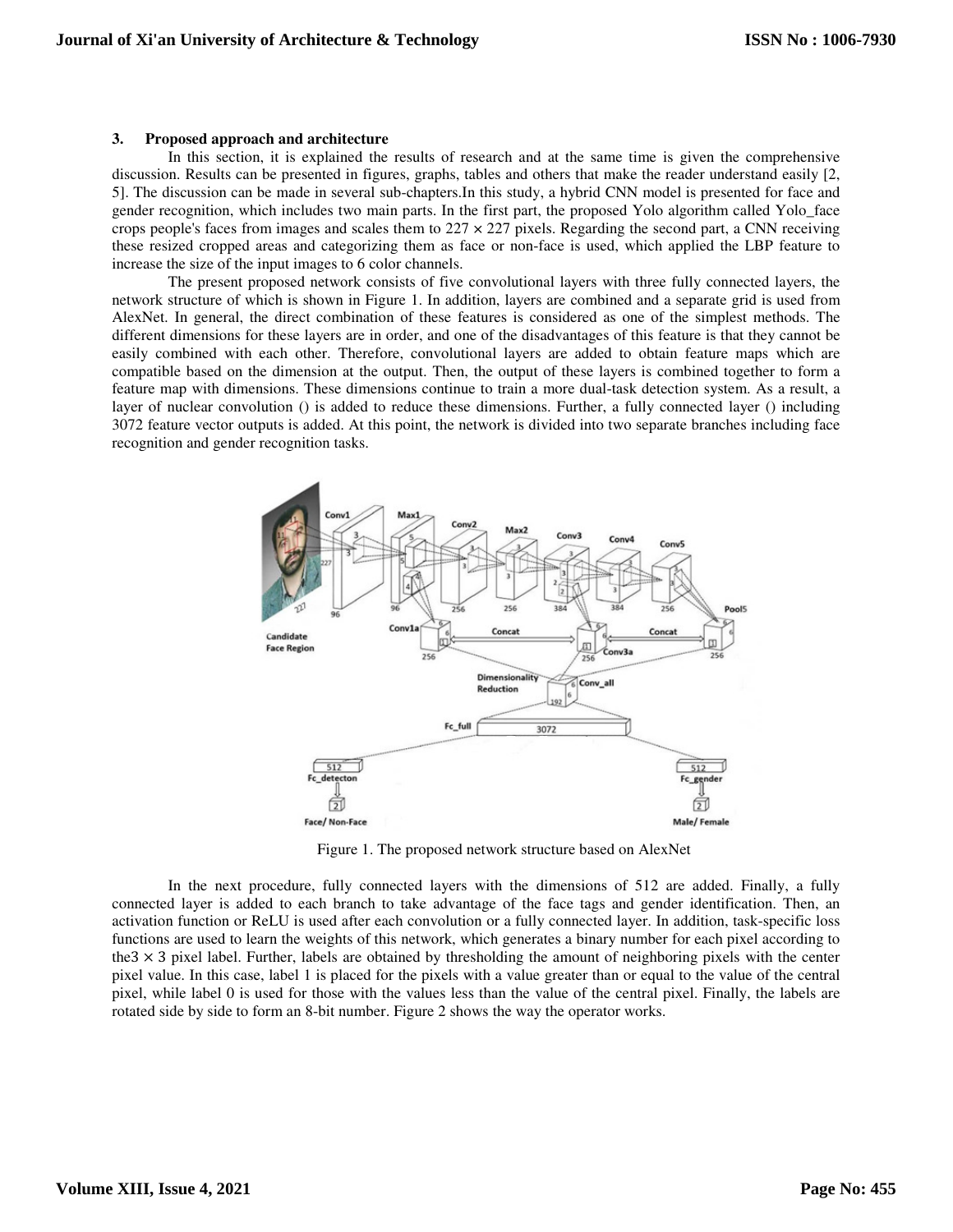### 3. Proposed approach and architecture

In this section, it is explained the results of research and at the same time is given the comprehensive discussion. Results can be presented in figures, graphs, tables and others that make the reader understand easily [2, 5]. The discussion can be made in several sub-chapters.In this study, a hybrid CNN model is presented for face and gender recognition, which includes two main parts. In the first part, the proposed Yolo algorithm called Yolo_face crops people's faces from images and scales them to $227 \times 227$ pixels. Regarding the second part, a CNN receiving these resized cropped areas and categorizing them as face or non-face is used, which applied the LBP feature to increase the size of the input images to 6 color channels.

The present proposed network consists of five convolutional layers with three fully connected layers, the network structure of which is shown in Figure 1. In addition, layers are combined and a separate grid is used from AlexNet. In general, the direct combination of these features is considered as one of the simplest methods. The different dimensions for these layers are in order, and one of the disadvantages of this feature is that they cannot be easily combined with each other. Therefore, convolutional layers are added to obtain feature maps which are compatible based on the dimension at the output. Then, the output of these layers is combined together to form a feature map with dimensions. These dimensions continue to train a more dual-task detection system. As a result, a layer of nuclear convolution () is added to reduce these dimensions. Further, a fully connected layer () including 3072 feature vector outputs is added. At this point, the network is divided into two separate branches including face recognition and gender recognition tasks.

Figure 1. The proposed network structure based on AlexNet

In the next procedure, fully connected layers with the dimensions of 512 are added. Finally, a fully connected layer is added to each branch to take advantage of the face tags and gender identification. Then, an activation function or ReLU is used after each convolution or a fully connected layer. In addition, task-specific loss functions are used to learn the weights of this network, which generates a binary number for each pixel according to the$3 \times 3$ pixel label. Further, labels are obtained by thresholding the amount of neighboring pixels with the center pixel value. In this case, label 1 is placed for the pixels with a value greater than or equal to the value of the central pixel, while label 0 is used for those with the values less than the value of the central pixel. Finally, the labels are rotated side by side to form an 8-bit number. Figure 2 shows the way the operator works.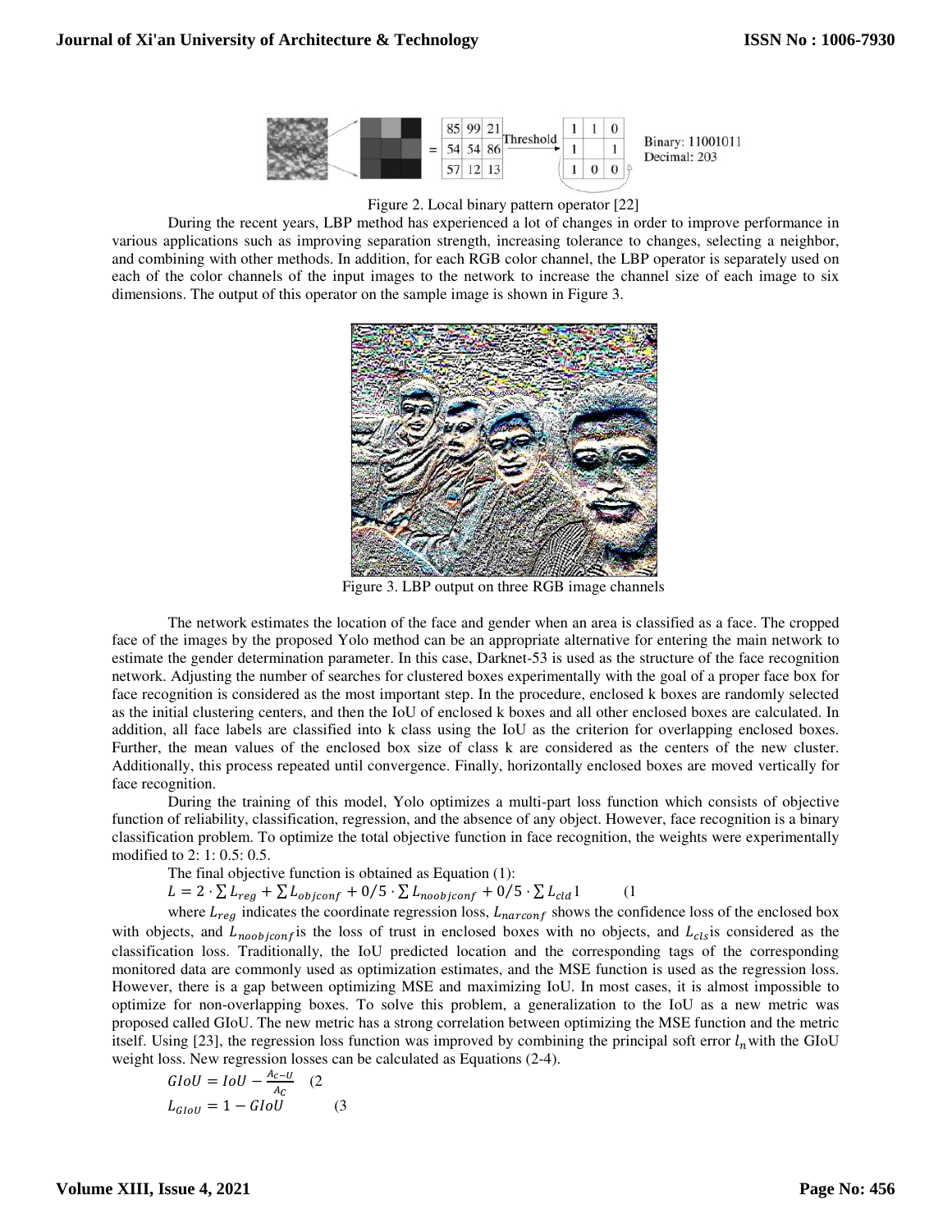Figure 2. Local binary pattern operator [22]

During the recent years, LBP method has experienced a lot of changes in order to improve performance in various applications such as improving separation strength, increasing tolerance to changes, selecting a neighbor, and combining with other methods. In addition, for each RGB color channel, the LBP operator is separately used on each of the color channels of the input images to the network to increase the channel size of each image to six dimensions. The output of this operator on the sample image is shown in Figure 3.

Figure 3. LBP output on three RGB image channels

The network estimates the location of the face and gender when an area is classified as a face. The cropped face of the images by the proposed Yolo method can be an appropriate alternative for entering the main network to estimate the gender determination parameter. In this case, Darknet-53 is used as the structure of the face recognition network. Adjusting the number of searches for clustered boxes experimentally with the goal of a proper face box for face recognition is considered as the most important step. In the procedure, enclosed k boxes are randomly selected as the initial clustering centers, and then the IoU of enclosed k boxes and all other enclosed boxes are calculated. In addition, all face labels are classified into k class using the IoU as the criterion for overlapping enclosed boxes. Further, the mean values of the enclosed box size of class k are considered as the centers of the new cluster. Additionally, this process repeated until convergence. Finally, horizontally enclosed boxes are moved vertically for face recognition.

During the training of this model, Yolo optimizes a multi-part loss function which consists of objective function of reliability, classification, regression, and the absence of any object. However, face recognition is a binary classification problem. To optimize the total objective function in face recognition, the weights were experimentally modified to 2: 1: 0.5: 0.5.

The final objective function is obtained as Equation (1):

$$L = 2 \cdot \sum L_{reg} + \sum L_{objconf} + 0/5 \cdot \sum L_{noobjconf} + 0/5 \cdot \sum L_{cld} 1 \qquad (1$$

where $L_{reg}$ indicates the coordinate regression loss, $L_{narconf}$ shows the confidence loss of the enclosed box with objects, and $L_{noobjconf}$ is the loss of trust in enclosed boxes with no objects, and $L_{cls}$ is considered as the classification loss. Traditionally, the IoU predicted location and the corresponding tags of the corresponding monitored data are commonly used as optimization estimates, and the MSE function is used as the regression loss. However, there is a gap between optimizing MSE and maximizing IoU. In most cases, it is almost impossible to optimize for non-overlapping boxes. To solve this problem, a generalization to the IoU as a new metric was proposed called GIoU. The new metric has a strong correlation between optimizing the MSE function and the metric itself. Using [23], the regression loss function was improved by combining the principal soft error $l_n$ with the GIoU weight loss. New regression losses can be calculated as Equations (2-4).

$$GIoU = IoU - \frac{A_C - U}{A_C} \qquad (2$$

$$L_{GIoU} = 1 - GIoU \qquad (3$$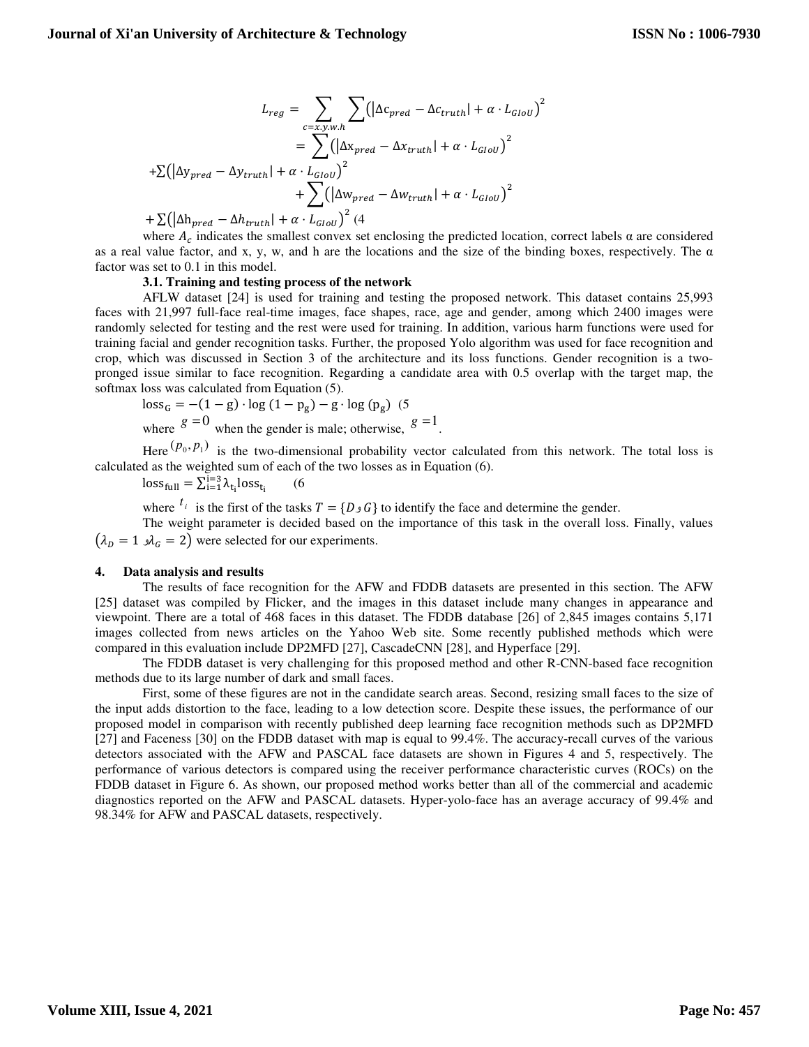$$L_{reg} = \sum_{c=x.y.w.h} \sum \left(|\Delta c_{pred} - \Delta c_{truth}| + \alpha \cdot L_{GIoU}\right)^2$$
$$= \sum \left(|\Delta x_{pred} - \Delta x_{truth}| + \alpha \cdot L_{GIoU}\right)^2$$
$$+ \sum \left(|\Delta y_{pred} - \Delta y_{truth}| + \alpha \cdot L_{GIoU}\right)^2$$
$$+ \sum \left(|\Delta w_{pred} - \Delta w_{truth}| + \alpha \cdot L_{GIoU}\right)^2$$
$$+ \sum \left(|\Delta h_{pred} - \Delta h_{truth}| + \alpha \cdot L_{GIoU}\right)^2 \quad (4$$

where $A_c$ indicates the smallest convex set enclosing the predicted location, correct labels α are considered as a real value factor, and x, y, w, and h are the locations and the size of the binding boxes, respectively. The α factor was set to 0.1 in this model.

### 3.1. Training and testing process of the network

AFLW dataset [24] is used for training and testing the proposed network. This dataset contains 25,993 faces with 21,997 full-face real-time images, face shapes, race, age and gender, among which 2400 images were randomly selected for testing and the rest were used for training. In addition, various harm functions were used for training facial and gender recognition tasks. Further, the proposed Yolo algorithm was used for face recognition and crop, which was discussed in Section 3 of the architecture and its loss functions. Gender recognition is a two-pronged issue similar to face recognition. Regarding a candidate area with 0.5 overlap with the target map, the softmax loss was calculated from Equation (5).

$$\text{loss}_G = -(1 - g) \cdot \log(1 - p_g) - g \cdot \log(p_g) \quad (5$$

where $g = 0$ when the gender is male; otherwise, $g = 1$.

Here $(p_0, p_1)$ is the two-dimensional probability vector calculated from this network. The total loss is calculated as the weighted sum of each of the two losses as in Equation (6).

$$\text{loss}_{\text{full}} = \sum_{i=1}^{i=3} \lambda_{t_i} \text{loss}_{t_i} \quad (6$$

where $t_i$ is the first of the tasks $T = \{D \text{ و } G\}$ to identify the face and determine the gender.

The weight parameter is decided based on the importance of this task in the overall loss. Finally, values $(\lambda_D = 1 \text{ و } \lambda_G = 2)$ were selected for our experiments.

## 4. Data analysis and results

The results of face recognition for the AFW and FDDB datasets are presented in this section. The AFW [25] dataset was compiled by Flicker, and the images in this dataset include many changes in appearance and viewpoint. There are a total of 468 faces in this dataset. The FDDB database [26] of 2,845 images contains 5,171 images collected from news articles on the Yahoo Web site. Some recently published methods which were compared in this evaluation include DP2MFD [27], CascadeCNN [28], and Hyperface [29].

The FDDB dataset is very challenging for this proposed method and other R-CNN-based face recognition methods due to its large number of dark and small faces.

First, some of these figures are not in the candidate search areas. Second, resizing small faces to the size of the input adds distortion to the face, leading to a low detection score. Despite these issues, the performance of our proposed model in comparison with recently published deep learning face recognition methods such as DP2MFD [27] and Faceness [30] on the FDDB dataset with map is equal to 99.4%. The accuracy-recall curves of the various detectors associated with the AFW and PASCAL face datasets are shown in Figures 4 and 5, respectively. The performance of various detectors is compared using the receiver performance characteristic curves (ROCs) on the FDDB dataset in Figure 6. As shown, our proposed method works better than all of the commercial and academic diagnostics reported on the AFW and PASCAL datasets. Hyper-yolo-face has an average accuracy of 99.4% and 98.34% for AFW and PASCAL datasets, respectively.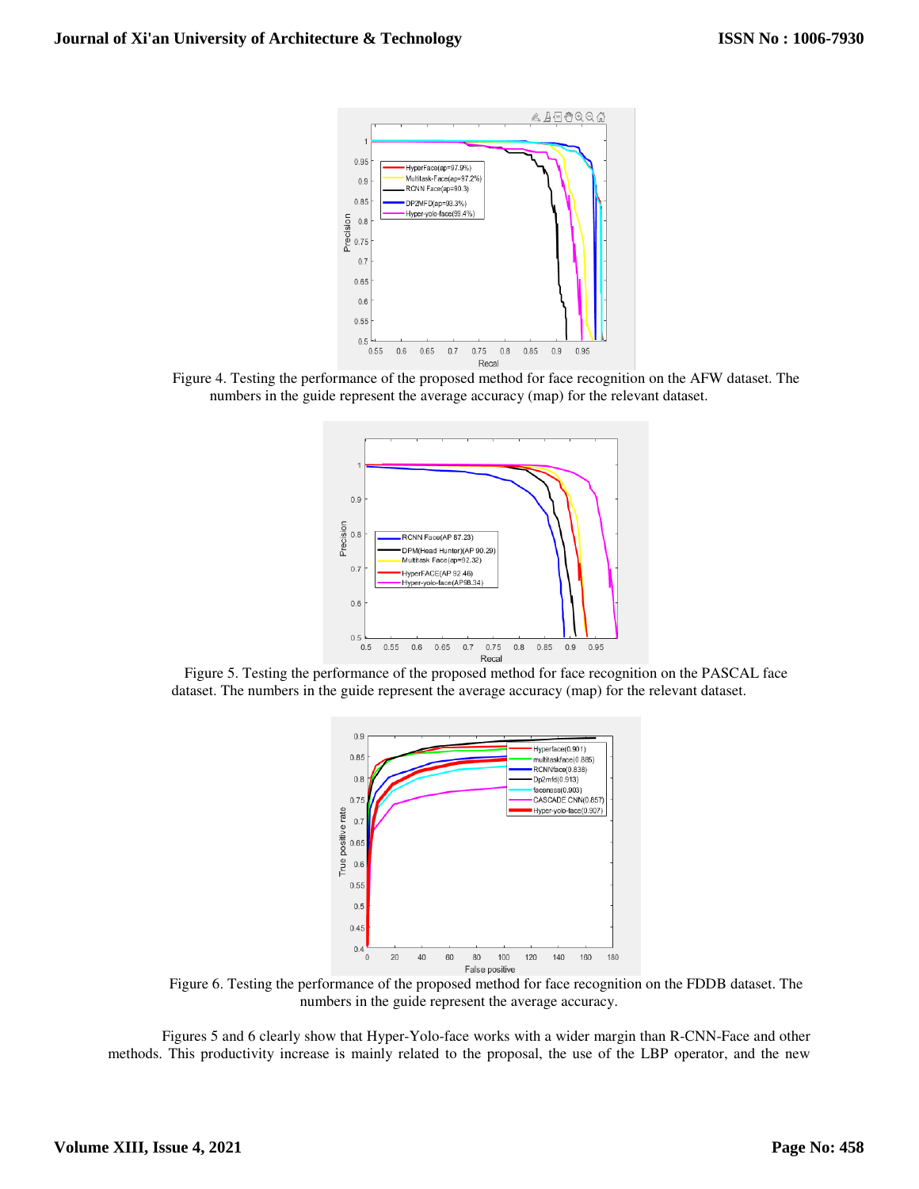Figure 4. Testing the performance of the proposed method for face recognition on the AFW dataset. The numbers in the guide represent the average accuracy (map) for the relevant dataset.

Figure 5. Testing the performance of the proposed method for face recognition on the PASCAL face dataset. The numbers in the guide represent the average accuracy (map) for the relevant dataset.

Figure 6. Testing the performance of the proposed method for face recognition on the FDDB dataset. The numbers in the guide represent the average accuracy.

Figures 5 and 6 clearly show that Hyper-Yolo-face works with a wider margin than R-CNN-Face and other methods. This productivity increase is mainly related to the proposal, the use of the LBP operator, and the new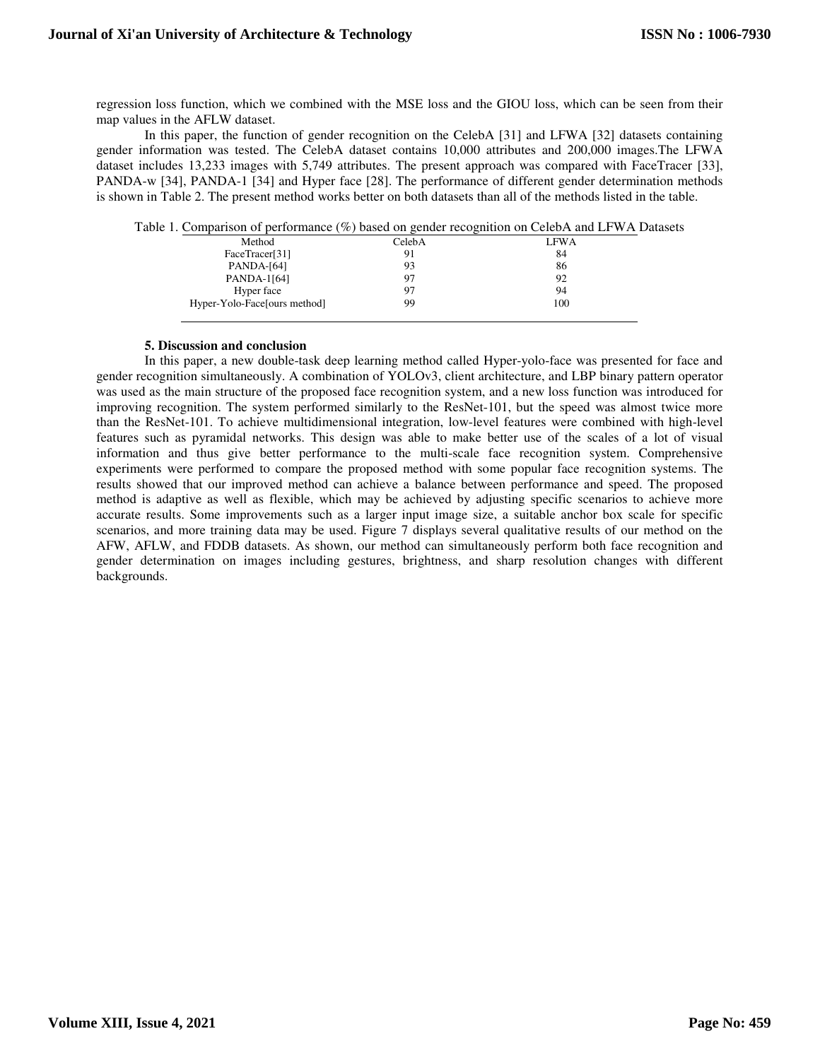regression loss function, which we combined with the MSE loss and the GIOU loss, which can be seen from their map values in the AFLW dataset.

In this paper, the function of gender recognition on the CelebA [31] and LFWA [32] datasets containing gender information was tested. The CelebA dataset contains 10,000 attributes and 200,000 images.The LFWA dataset includes 13,233 images with 5,749 attributes. The present approach was compared with FaceTracer [33], PANDA-w [34], PANDA-1 [34] and Hyper face [28]. The performance of different gender determination methods is shown in Table 2. The present method works better on both datasets than all of the methods listed in the table.

Table 1. Comparison of performance (%) based on gender recognition on CelebA and LFWA Datasets

| Method | CelebA | LFWA |
|---|---|---|
| FaceTracer[31] | 91 | 84 |
| PANDA-[64] | 93 | 86 |
| PANDA-1[64] | 97 | 92 |
| Hyper face | 97 | 94 |
| Hyper-Yolo-Face[ours method] | 99 | 100 |

### 5. Discussion and conclusion

In this paper, a new double-task deep learning method called Hyper-yolo-face was presented for face and gender recognition simultaneously. A combination of YOLOv3, client architecture, and LBP binary pattern operator was used as the main structure of the proposed face recognition system, and a new loss function was introduced for improving recognition. The system performed similarly to the ResNet-101, but the speed was almost twice more than the ResNet-101. To achieve multidimensional integration, low-level features were combined with high-level features such as pyramidal networks. This design was able to make better use of the scales of a lot of visual information and thus give better performance to the multi-scale face recognition system. Comprehensive experiments were performed to compare the proposed method with some popular face recognition systems. The results showed that our improved method can achieve a balance between performance and speed. The proposed method is adaptive as well as flexible, which may be achieved by adjusting specific scenarios to achieve more accurate results. Some improvements such as a larger input image size, a suitable anchor box scale for specific scenarios, and more training data may be used. Figure 7 displays several qualitative results of our method on the AFW, AFLW, and FDDB datasets. As shown, our method can simultaneously perform both face recognition and gender determination on images including gestures, brightness, and sharp resolution changes with different backgrounds.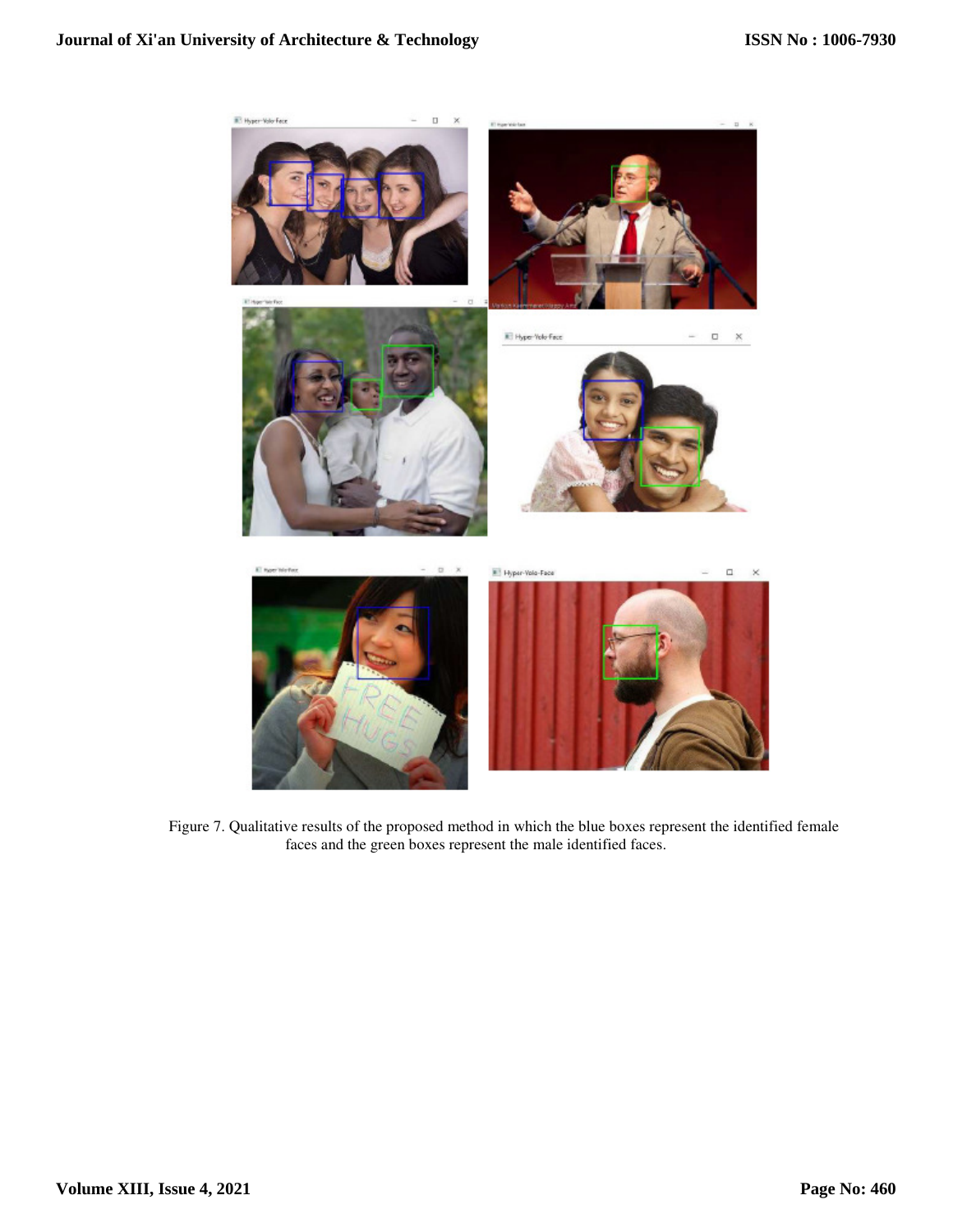Figure 7. Qualitative results of the proposed method in which the blue boxes represent the identified female faces and the green boxes represent the male identified faces.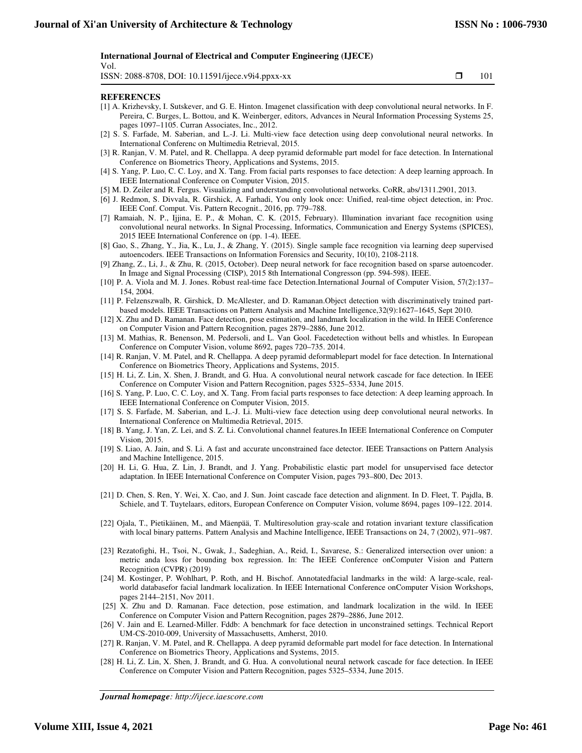## REFERENCES

[1] A. Krizhevsky, I. Sutskever, and G. E. Hinton. Imagenet classification with deep convolutional neural networks. In F. Pereira, C. Burges, L. Bottou, and K. Weinberger, editors, Advances in Neural Information Processing Systems 25, pages 1097–1105. Curran Associates, Inc., 2012.

[2] S. S. Farfade, M. Saberian, and L.-J. Li. Multi-view face detection using deep convolutional neural networks. In International Conferenc on Multimedia Retrieval, 2015.

[3] R. Ranjan, V. M. Patel, and R. Chellappa. A deep pyramid deformable part model for face detection. In International Conference on Biometrics Theory, Applications and Systems, 2015.

[4] S. Yang, P. Luo, C. C. Loy, and X. Tang. From facial parts responses to face detection: A deep learning approach. In IEEE International Conference on Computer Vision, 2015.

[5] M. D. Zeiler and R. Fergus. Visualizing and understanding convolutional networks. CoRR, abs/1311.2901, 2013.

[6] J. Redmon, S. Divvala, R. Girshick, A. Farhadi, You only look once: Unified, real-time object detection, in: Proc. IEEE Conf. Comput. Vis. Pattern Recognit., 2016, pp. 779–788.

[7] Ramaiah, N. P., Ijjina, E. P., & Mohan, C. K. (2015, February). Illumination invariant face recognition using convolutional neural networks. In Signal Processing, Informatics, Communication and Energy Systems (SPICES), 2015 IEEE International Conference on (pp. 1-4). IEEE.

[8] Gao, S., Zhang, Y., Jia, K., Lu, J., & Zhang, Y. (2015). Single sample face recognition via learning deep supervised autoencoders. IEEE Transactions on Information Forensics and Security, 10(10), 2108-2118.

[9] Zhang, Z., Li, J., & Zhu, R. (2015, October). Deep neural network for face recognition based on sparse autoencoder. In Image and Signal Processing (CISP), 2015 8th International Congresson (pp. 594-598). IEEE.

[10] P. A. Viola and M. J. Jones. Robust real-time face Detection.International Journal of Computer Vision, 57(2):137–154, 2004.

[11] P. Felzenszwalb, R. Girshick, D. McAllester, and D. Ramanan.Object detection with discriminatively trained part-based models. IEEE Transactions on Pattern Analysis and Machine Intelligence,32(9):1627–1645, Sept 2010.

[12] X. Zhu and D. Ramanan. Face detection, pose estimation, and landmark localization in the wild. In IEEE Conference on Computer Vision and Pattern Recognition, pages 2879–2886, June 2012.

[13] M. Mathias, R. Benenson, M. Pedersoli, and L. Van Gool. Facedetection without bells and whistles. In European Conference on Computer Vision, volume 8692, pages 720–735. 2014.

[14] R. Ranjan, V. M. Patel, and R. Chellappa. A deep pyramid deformablepart model for face detection. In International Conference on Biometrics Theory, Applications and Systems, 2015.

[15] H. Li, Z. Lin, X. Shen, J. Brandt, and G. Hua. A convolutional neural network cascade for face detection. In IEEE Conference on Computer Vision and Pattern Recognition, pages 5325–5334, June 2015.

[16] S. Yang, P. Luo, C. C. Loy, and X. Tang. From facial parts responses to face detection: A deep learning approach. In IEEE International Conference on Computer Vision, 2015.

[17] S. S. Farfade, M. Saberian, and L.-J. Li. Multi-view face detection using deep convolutional neural networks. In International Conference on Multimedia Retrieval, 2015.

[18] B. Yang, J. Yan, Z. Lei, and S. Z. Li. Convolutional channel features.In IEEE International Conference on Computer Vision, 2015.

[19] S. Liao, A. Jain, and S. Li. A fast and accurate unconstrained face detector. IEEE Transactions on Pattern Analysis and Machine Intelligence, 2015.

[20] H. Li, G. Hua, Z. Lin, J. Brandt, and J. Yang. Probabilistic elastic part model for unsupervised face detector adaptation. In IEEE International Conference on Computer Vision, pages 793–800, Dec 2013.

[21] D. Chen, S. Ren, Y. Wei, X. Cao, and J. Sun. Joint cascade face detection and alignment. In D. Fleet, T. Pajdla, B. Schiele, and T. Tuytelaars, editors, European Conference on Computer Vision, volume 8694, pages 109–122. 2014.

[22] Ojala, T., Pietikäinen, M., and Mäenpää, T. Multiresolution gray-scale and rotation invariant texture classification with local binary patterns. Pattern Analysis and Machine Intelligence, IEEE Transactions on 24, 7 (2002), 971–987.

[23] Rezatofighi, H., Tsoi, N., Gwak, J., Sadeghian, A., Reid, I., Savarese, S.: Generalized intersection over union: a metric anda loss for bounding box regression. In: The IEEE Conference onComputer Vision and Pattern Recognition (CVPR) (2019)

[24] M. Kostinger, P. Wohlhart, P. Roth, and H. Bischof. Annotatedfacial landmarks in the wild: A large-scale, real-world databasefor facial landmark localization. In IEEE International Conference onComputer Vision Workshops, pages 2144–2151, Nov 2011.

[25] X. Zhu and D. Ramanan. Face detection, pose estimation, and landmark localization in the wild. In IEEE Conference on Computer Vision and Pattern Recognition, pages 2879–2886, June 2012.

[26] V. Jain and E. Learned-Miller. Fddb: A benchmark for face detection in unconstrained settings. Technical Report UM-CS-2010-009, University of Massachusetts, Amherst, 2010.

[27] R. Ranjan, V. M. Patel, and R. Chellappa. A deep pyramid deformable part model for face detection. In International Conference on Biometrics Theory, Applications and Systems, 2015.

[28] H. Li, Z. Lin, X. Shen, J. Brandt, and G. Hua. A convolutional neural network cascade for face detection. In IEEE Conference on Computer Vision and Pattern Recognition, pages 5325–5334, June 2015.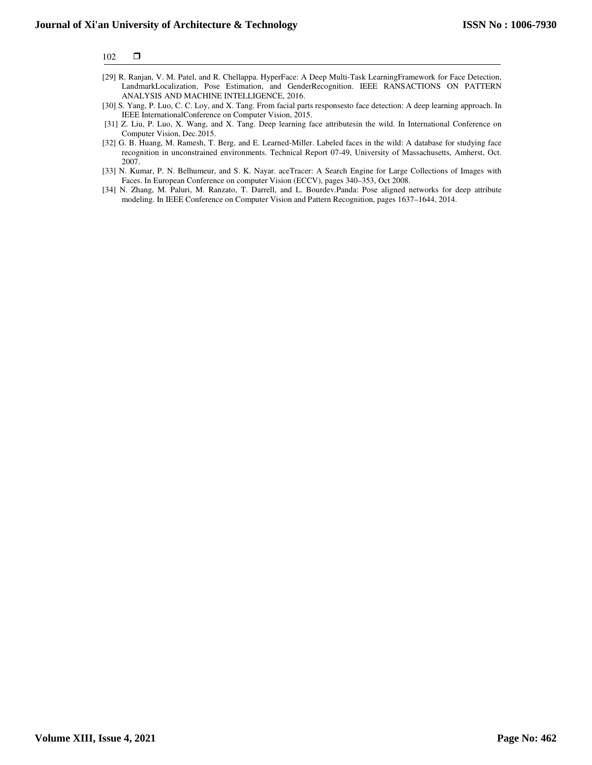[29] R. Ranjan, V. M. Patel, and R. Chellappa. HyperFace: A Deep Multi-Task LearningFramework for Face Detection, LandmarkLocalization, Pose Estimation, and GenderRecognition. IEEE RANSACTIONS ON PATTERN ANALYSIS AND MACHINE INTELLIGENCE, 2016.

[30] S. Yang, P. Luo, C. C. Loy, and X. Tang. From facial parts responsesto face detection: A deep learning approach. In IEEE InternationalConference on Computer Vision, 2015.

[31] Z. Liu, P. Luo, X. Wang, and X. Tang. Deep learning face attributesin the wild. In International Conference on Computer Vision, Dec.2015.

[32] G. B. Huang, M. Ramesh, T. Berg, and E. Learned-Miller. Labeled faces in the wild: A database for studying face recognition in unconstrained environments. Technical Report 07-49, University of Massachusetts, Amherst, Oct. 2007.

[33] N. Kumar, P. N. Belhumeur, and S. K. Nayar. aceTracer: A Search Engine for Large Collections of Images with Faces. In European Conference on computer Vision (ECCV), pages 340–353, Oct 2008.

[34] N. Zhang, M. Paluri, M. Ranzato, T. Darrell, and L. Bourdev.Panda: Pose aligned networks for deep attribute modeling. In IEEE Conference on Computer Vision and Pattern Recognition, pages 1637–1644, 2014.